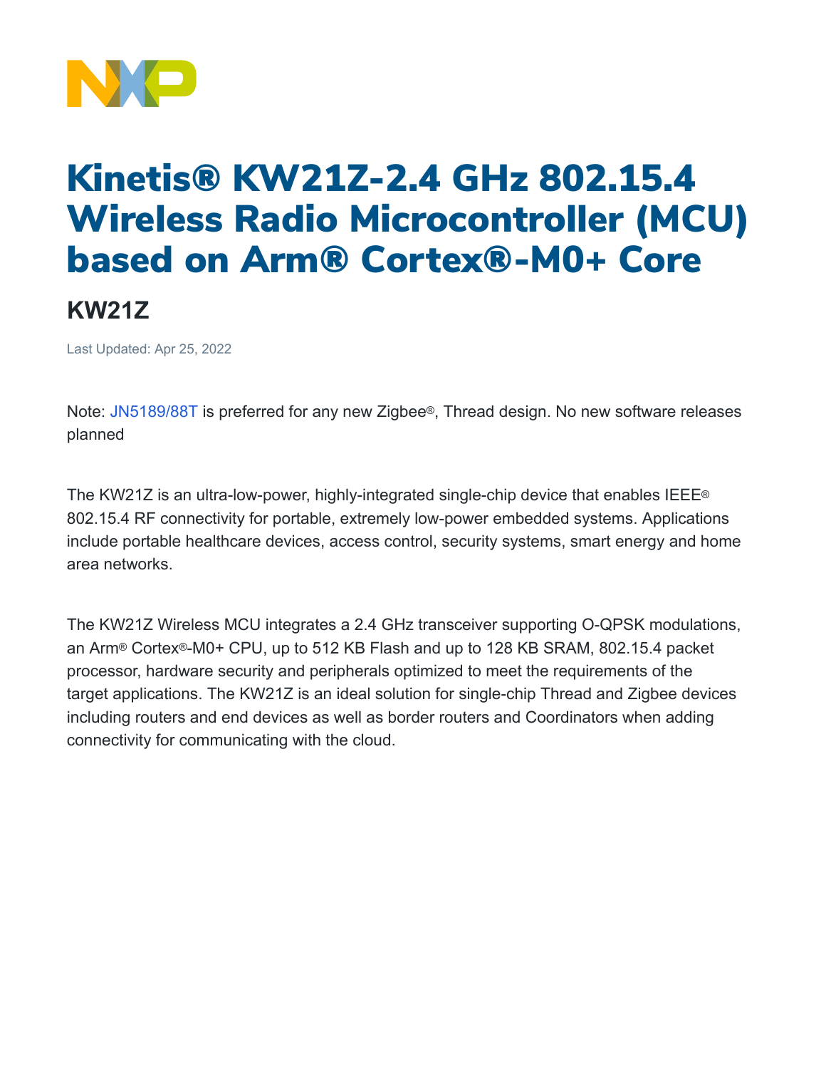# Kinetis® KW21Z-2.4 GHz 802.15.4 Wireless Radio Microcontroller (MCU) based on Arm® Cortex®-M0+ Core

## KW21Z

Last Updated: Apr 25, 2022

Note: JN5189/88T is preferred for any new Zigbee®, Thread design. No new software releases planned

The KW21Z is an ultra-low-power, highly-integrated single-chip device that enables IEEE® 802.15.4 RF connectivity for portable, extremely low-power embedded systems. Applications include portable healthcare devices, access control, security systems, smart energy and home area networks.

The KW21Z Wireless MCU integrates a 2.4 GHz transceiver supporting O-QPSK modulations, an Arm® Cortex®-M0+ CPU, up to 512 KB Flash and up to 128 KB SRAM, 802.15.4 packet processor, hardware security and peripherals optimized to meet the requirements of the target applications. The KW21Z is an ideal solution for single-chip Thread and Zigbee devices including routers and end devices as well as border routers and Coordinators when adding connectivity for communicating with the cloud.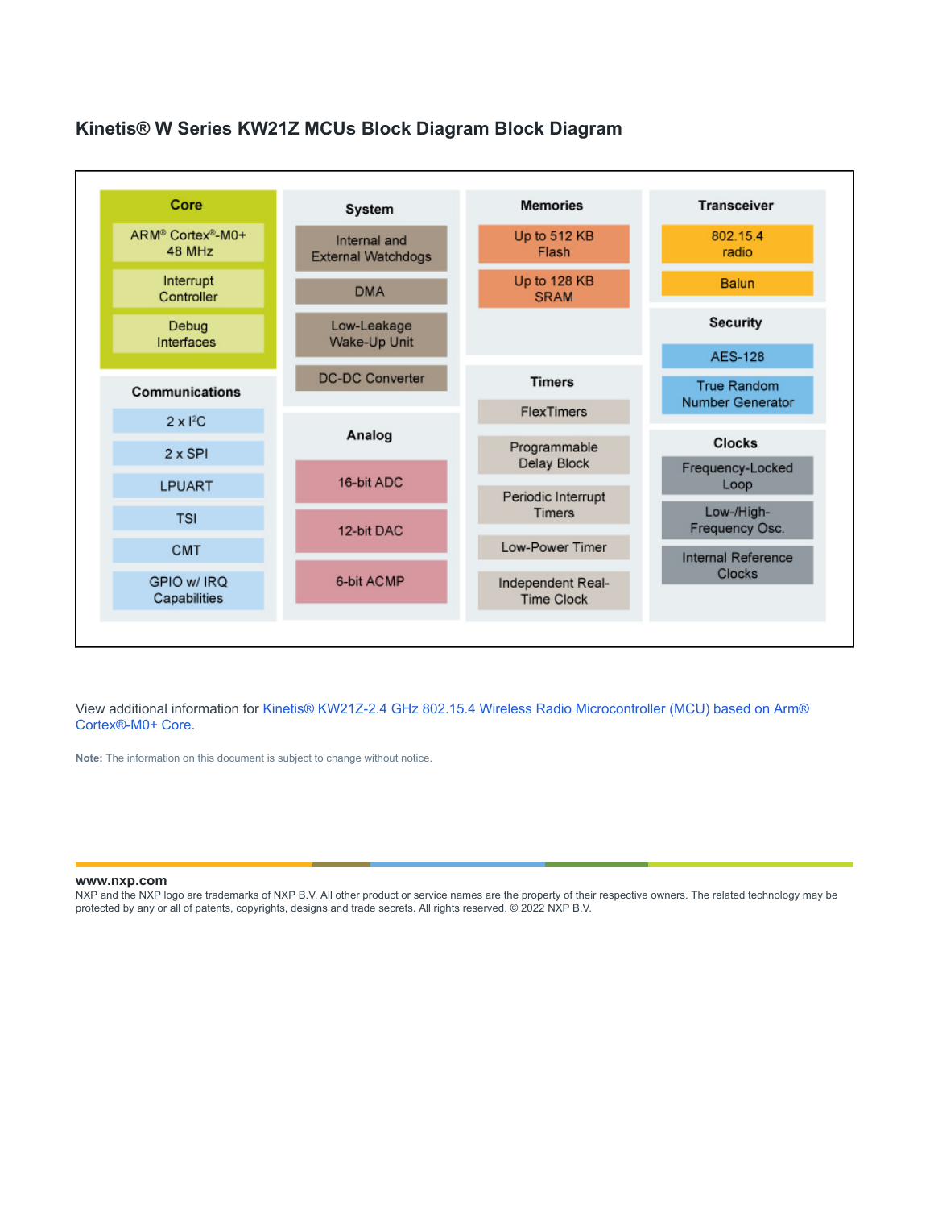## Kinetis® W Series KW21Z MCUs Block Diagram Block Diagram

**Core**
- ARM® Cortex®-M0+ 48 MHz
- Interrupt Controller
- Debug Interfaces

**System**
- Internal and External Watchdogs
- DMA
- Low-Leakage Wake-Up Unit
- DC-DC Converter

**Memories**
- Up to 512 KB Flash
- Up to 128 KB SRAM

**Transceiver**
- 802.15.4 radio
- Balun

**Security**
- AES-128
- True Random Number Generator

**Communications**
- 2 x I²C
- 2 x SPI
- LPUART
- TSI
- CMT
- GPIO w/ IRQ Capabilities

**Analog**
- 16-bit ADC
- 12-bit DAC
- 6-bit ACMP

**Timers**
- FlexTimers
- Programmable Delay Block
- Periodic Interrupt Timers
- Low-Power Timer
- Independent Real-Time Clock

**Clocks**
- Frequency-Locked Loop
- Low-/High-Frequency Osc.
- Internal Reference Clocks

View additional information for Kinetis® KW21Z-2.4 GHz 802.15.4 Wireless Radio Microcontroller (MCU) based on Arm® Cortex®-M0+ Core.

**Note:** The information on this document is subject to change without notice.

**www.nxp.com**

NXP and the NXP logo are trademarks of NXP B.V. All other product or service names are the property of their respective owners. The related technology may be protected by any or all of patents, copyrights, designs and trade secrets. All rights reserved. © 2022 NXP B.V.